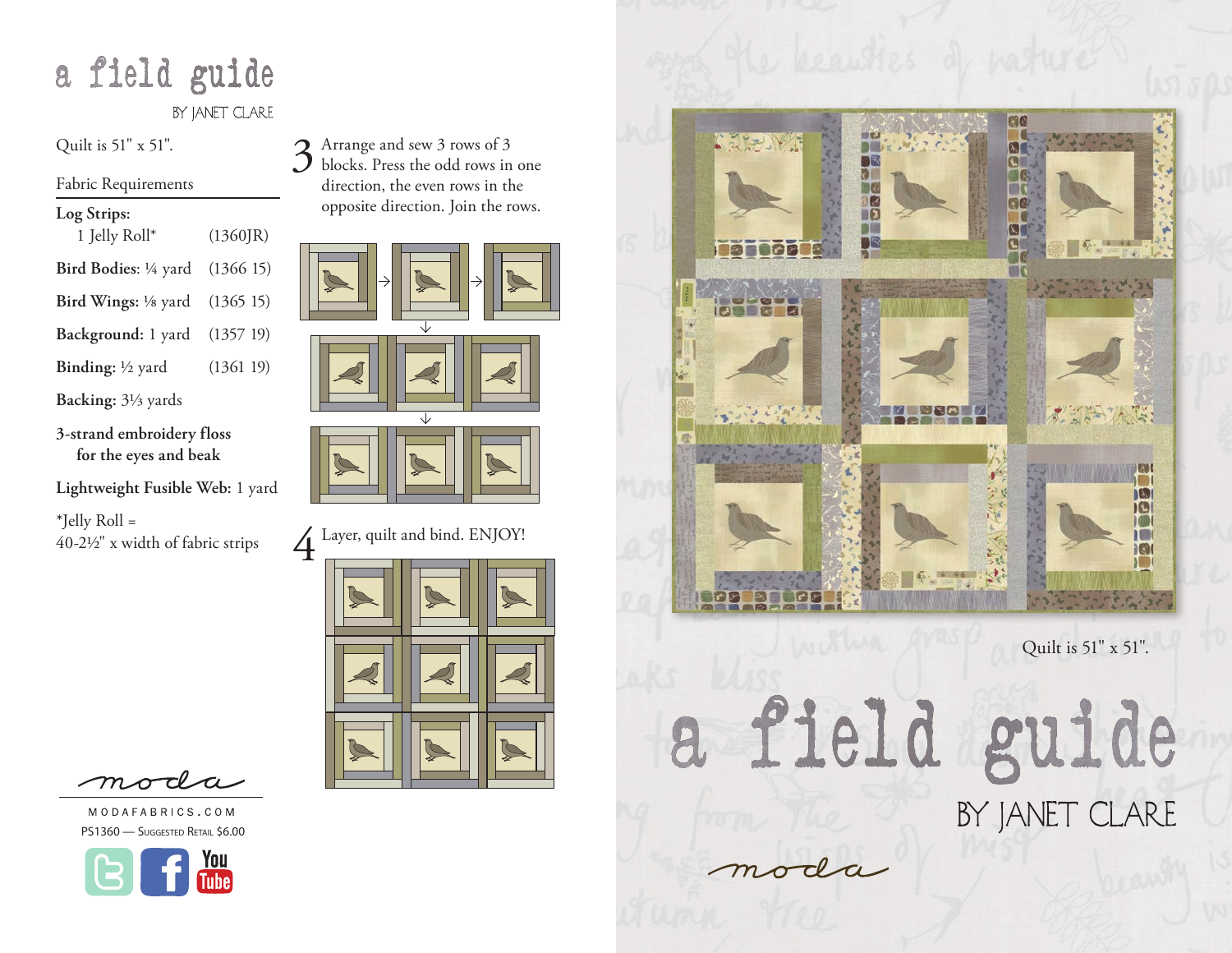# a field guide

BY JANET CLARE

Quilt is 51" x 51".

## Fabric Requirements

| | | |
|---|---|---|
| **Log Strips:** 1 Jelly Roll* | | (1360JR) |
| **Bird Bodies:** ¼ yard | | (1366 15) |
| **Bird Wings:** ⅛ yard | | (1365 15) |
| **Background:** 1 yard | | (1357 19) |
| **Binding:** ½ yard | | (1361 19) |
| **Backing:** 3⅓ yards | | |

**3-strand embroidery floss for the eyes and beak**

**Lightweight Fusible Web:** 1 yard

*Jelly Roll =
40-2½" x width of fabric strips

3 Arrange and sew 3 rows of 3 blocks. Press the odd rows in one direction, the even rows in the opposite direction. Join the rows.

4 Layer, quilt and bind. ENJOY!

moda

MODAFABRICS.COM

PS1360 — Suggested Retail $6.00

Quilt is 51" x 51".

# a field guide

BY JANET CLARE

moda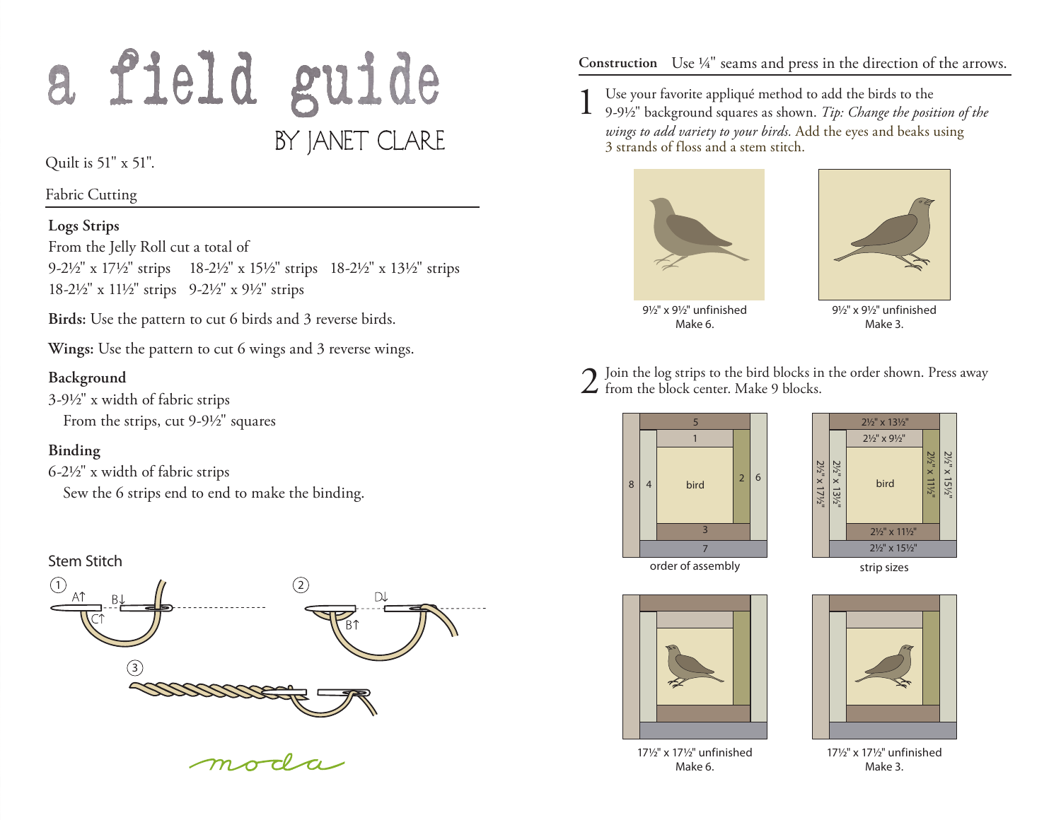# a field guide

BY JANET CLARE

Quilt is 51" x 51".

## Fabric Cutting

**Logs Strips**
From the Jelly Roll cut a total of
9-2½" x 17½" strips 18-2½" x 15½" strips 18-2½" x 13½" strips
18-2½" x 11½" strips 9-2½" x 9½" strips

**Birds:** Use the pattern to cut 6 birds and 3 reverse birds.

**Wings:** Use the pattern to cut 6 wings and 3 reverse wings.

**Background**
3-9½" x width of fabric strips
From the strips, cut 9-9½" squares

**Binding**
6-2½" x width of fabric strips
Sew the 6 strips end to end to make the binding.

## Stem Stitch

1 A↑ B↓ C↑

2 D↓ B↑

3

moda

## Construction

Use ¼" seams and press in the direction of the arrows.

1 Use your favorite appliqué method to add the birds to the 9-9½" background squares as shown. *Tip: Change the position of the wings to add variety to your birds.* Add the eyes and beaks using 3 strands of floss and a stem stitch.

9½" x 9½" unfinished
Make 6.

9½" x 9½" unfinished
Make 3.

2 Join the log strips to the bird blocks in the order shown. Press away from the block center. Make 9 blocks.

5, 1, 8, 4, bird, 2, 6, 3, 7

order of assembly

2½" x 13½", 2½" x 9½", 2½" x 17½", 2½" x 13½", bird, 2½" x 11½", 2½" x 15½", 2½" x 11½", 2½" x 15½"

strip sizes

17½" x 17½" unfinished
Make 6.

17½" x 17½" unfinished
Make 3.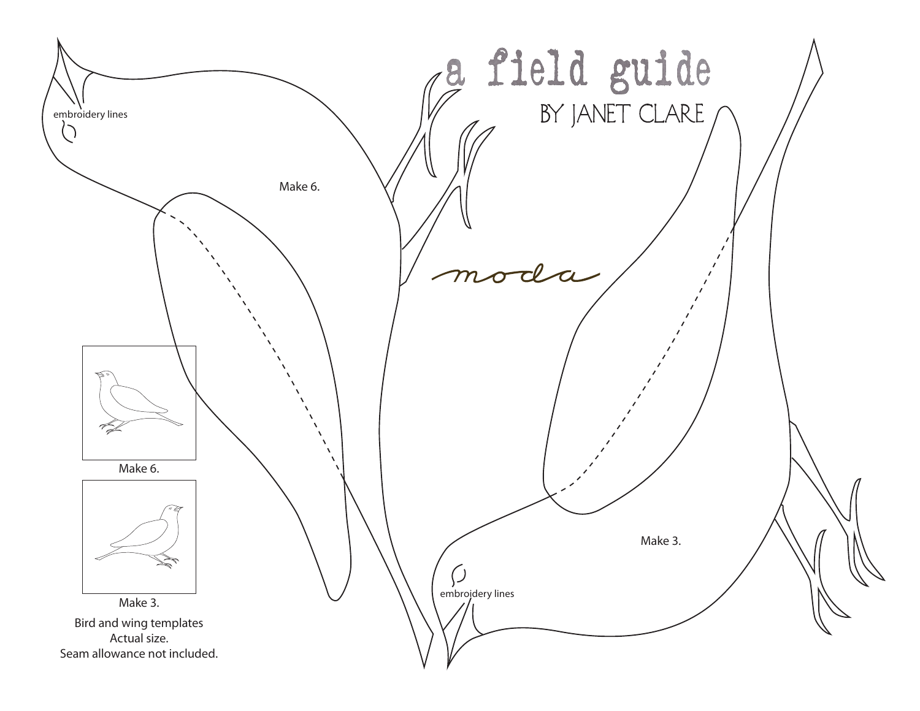# a field guide

BY JANET CLARE

moda

embroidery lines

Make 6.

Make 6.

Make 3.

Bird and wing templates
Actual size.
Seam allowance not included.

embroidery lines

Make 3.